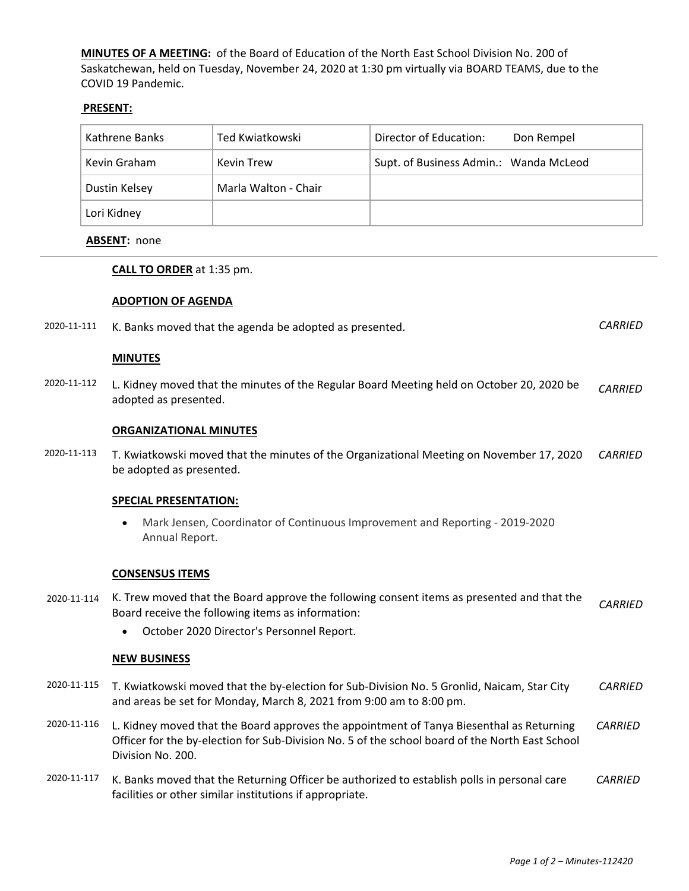**MINUTES OF A MEETING:** of the Board of Education of the North East School Division No. 200 of Saskatchewan, held on Tuesday, November 24, 2020 at 1:30 pm virtually via BOARD TEAMS, due to the COVID 19 Pandemic.

**PRESENT:**

| | | |
|---|---|---|
| Kathrene Banks | Ted Kwiatkowski | Director of Education: Don Rempel |
| Kevin Graham | Kevin Trew | Supt. of Business Admin.: Wanda McLeod |
| Dustin Kelsey | Marla Walton - Chair | |
| Lori Kidney | | |

**ABSENT:** none

---

**CALL TO ORDER** at 1:35 pm.

**ADOPTION OF AGENDA**

2020-11-111 K. Banks moved that the agenda be adopted as presented. *CARRIED*

**MINUTES**

2020-11-112 L. Kidney moved that the minutes of the Regular Board Meeting held on October 20, 2020 be adopted as presented. *CARRIED*

**ORGANIZATIONAL MINUTES**

2020-11-113 T. Kwiatkowski moved that the minutes of the Organizational Meeting on November 17, 2020 be adopted as presented. *CARRIED*

**SPECIAL PRESENTATION:**

- Mark Jensen, Coordinator of Continuous Improvement and Reporting - 2019-2020 Annual Report.

**CONSENSUS ITEMS**

2020-11-114 K. Trew moved that the Board approve the following consent items as presented and that the Board receive the following items as information: *CARRIED*

- October 2020 Director's Personnel Report.

**NEW BUSINESS**

2020-11-115 T. Kwiatkowski moved that the by-election for Sub-Division No. 5 Gronlid, Naicam, Star City and areas be set for Monday, March 8, 2021 from 9:00 am to 8:00 pm. *CARRIED*

2020-11-116 L. Kidney moved that the Board approves the appointment of Tanya Biesenthal as Returning Officer for the by-election for Sub-Division No. 5 of the school board of the North East School Division No. 200. *CARRIED*

2020-11-117 K. Banks moved that the Returning Officer be authorized to establish polls in personal care facilities or other similar institutions if appropriate. *CARRIED*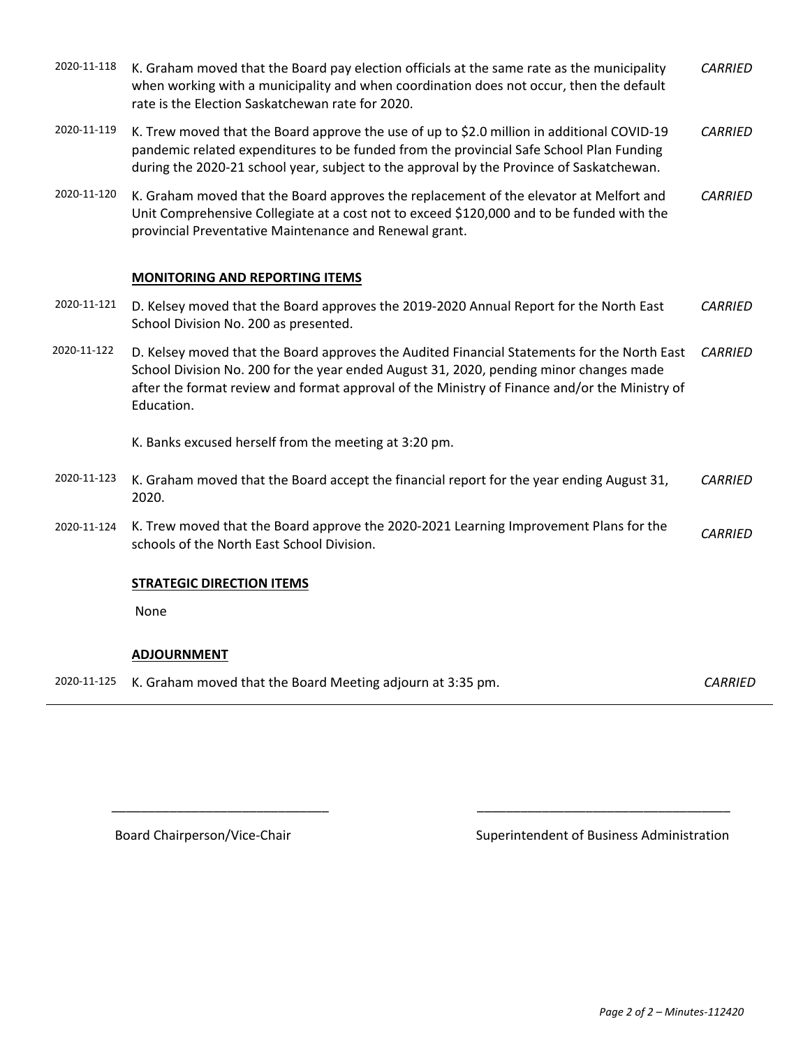| | | |
|---|---|---|
| 2020-11-118 | K. Graham moved that the Board pay election officials at the same rate as the municipality when working with a municipality and when coordination does not occur, then the default rate is the Election Saskatchewan rate for 2020. | *CARRIED* |
| 2020-11-119 | K. Trew moved that the Board approve the use of up to $2.0 million in additional COVID-19 pandemic related expenditures to be funded from the provincial Safe School Plan Funding during the 2020-21 school year, subject to the approval by the Province of Saskatchewan. | *CARRIED* |
| 2020-11-120 | K. Graham moved that the Board approves the replacement of the elevator at Melfort and Unit Comprehensive Collegiate at a cost not to exceed $120,000 and to be funded with the provincial Preventative Maintenance and Renewal grant. | *CARRIED* |

**MONITORING AND REPORTING ITEMS**

| | | |
|---|---|---|
| 2020-11-121 | D. Kelsey moved that the Board approves the 2019-2020 Annual Report for the North East School Division No. 200 as presented. | *CARRIED* |
| 2020-11-122 | D. Kelsey moved that the Board approves the Audited Financial Statements for the North East School Division No. 200 for the year ended August 31, 2020, pending minor changes made after the format review and format approval of the Ministry of Finance and/or the Ministry of Education. | *CARRIED* |

K. Banks excused herself from the meeting at 3:20 pm.

| | | |
|---|---|---|
| 2020-11-123 | K. Graham moved that the Board accept the financial report for the year ending August 31, 2020. | *CARRIED* |
| 2020-11-124 | K. Trew moved that the Board approve the 2020-2021 Learning Improvement Plans for the schools of the North East School Division. | *CARRIED* |

**STRATEGIC DIRECTION ITEMS**

None

**ADJOURNMENT**

| | | |
|---|---|---|
| 2020-11-125 | K. Graham moved that the Board Meeting adjourn at 3:35 pm. | *CARRIED* |

\_\_\_\_\_\_\_\_\_\_\_\_\_\_\_\_\_\_\_\_\_\_\_\_\_\_\_\_\_\_ &nbsp;&nbsp;&nbsp;&nbsp; \_\_\_\_\_\_\_\_\_\_\_\_\_\_\_\_\_\_\_\_\_\_\_\_\_\_\_\_\_\_\_\_\_\_\_\_

Board Chairperson/Vice-Chair &nbsp;&nbsp;&nbsp;&nbsp; Superintendent of Business Administration